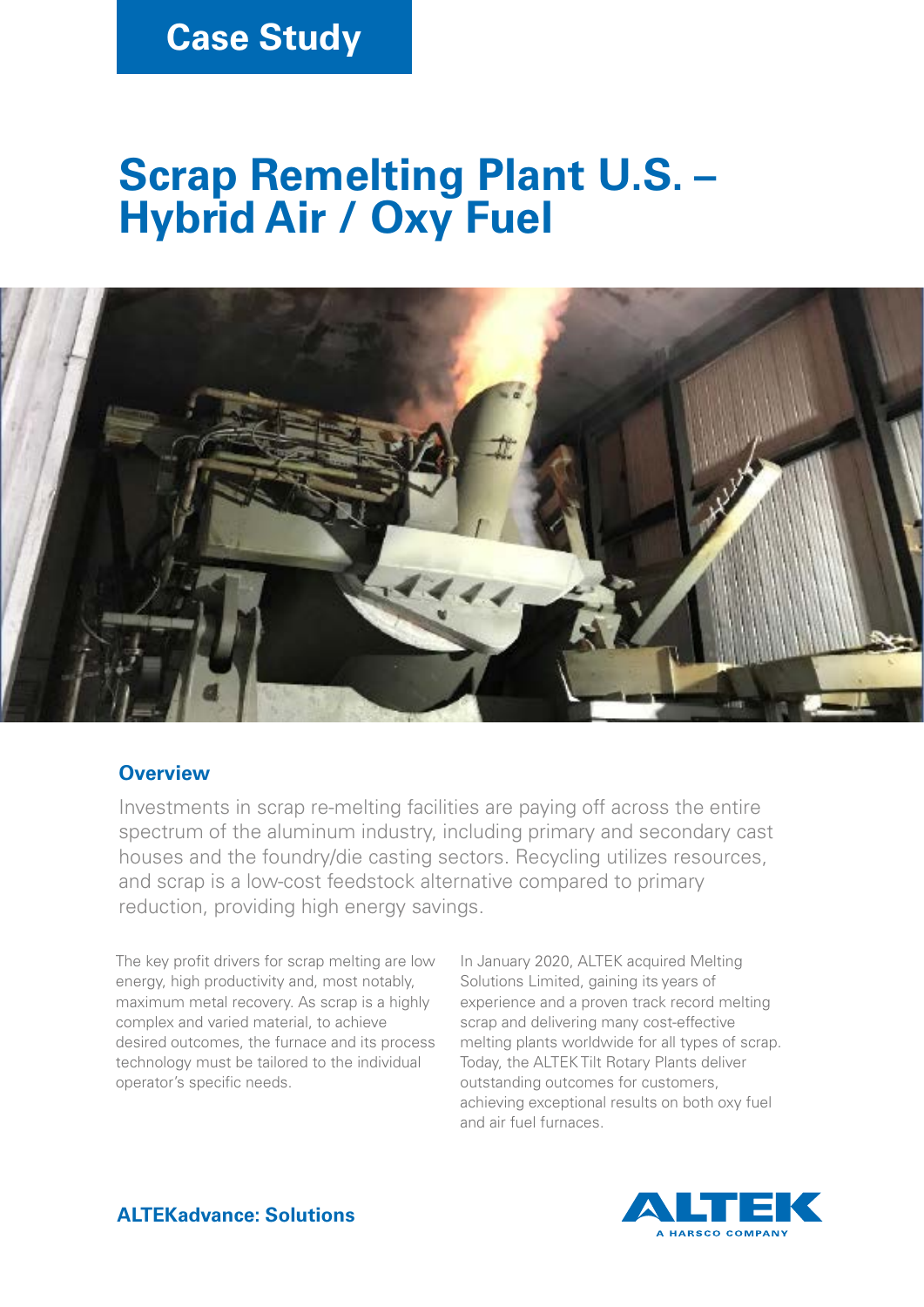Case Study

# Scrap Remelting Plant U.S. – Hybrid Air / Oxy Fuel

## Overview

Investments in scrap re-melting facilities are paying off across the entire spectrum of the aluminum industry, including primary and secondary cast houses and the foundry/die casting sectors. Recycling utilizes resources, and scrap is a low-cost feedstock alternative compared to primary reduction, providing high energy savings.

The key profit drivers for scrap melting are low energy, high productivity and, most notably, maximum metal recovery. As scrap is a highly complex and varied material, to achieve desired outcomes, the furnace and its process technology must be tailored to the individual operator's specific needs.

In January 2020, ALTEK acquired Melting Solutions Limited, gaining its years of experience and a proven track record melting scrap and delivering many cost-effective melting plants worldwide for all types of scrap. Today, the ALTEK Tilt Rotary Plants deliver outstanding outcomes for customers, achieving exceptional results on both oxy fuel and air fuel furnaces.

**ALTEKadvance: Solutions**

ALTEK
A HARSCO COMPANY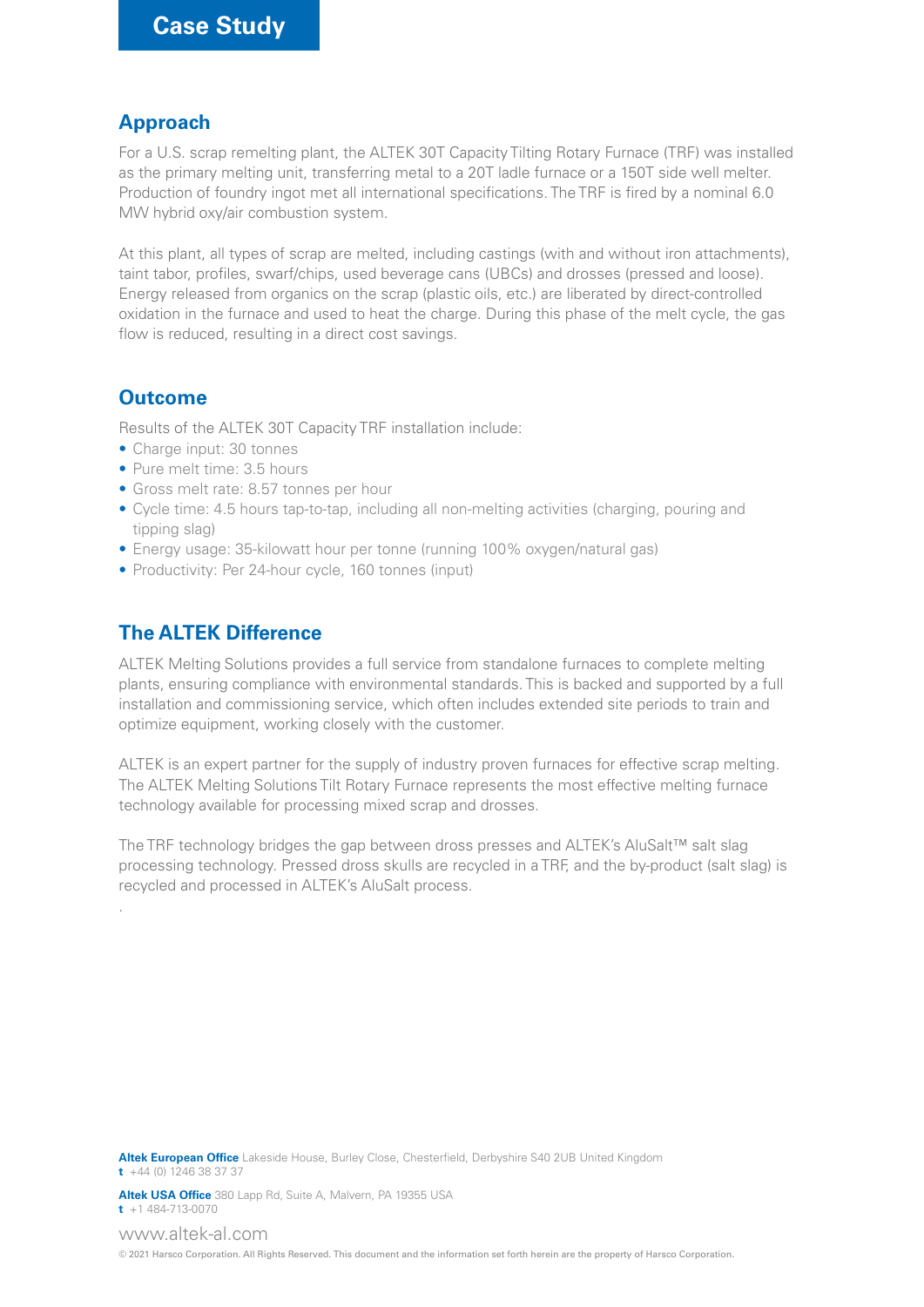# Case Study

## Approach

For a U.S. scrap remelting plant, the ALTEK 30T Capacity Tilting Rotary Furnace (TRF) was installed as the primary melting unit, transferring metal to a 20T ladle furnace or a 150T side well melter. Production of foundry ingot met all international specifications. The TRF is fired by a nominal 6.0 MW hybrid oxy/air combustion system.

At this plant, all types of scrap are melted, including castings (with and without iron attachments), taint tabor, profiles, swarf/chips, used beverage cans (UBCs) and drosses (pressed and loose). Energy released from organics on the scrap (plastic oils, etc.) are liberated by direct-controlled oxidation in the furnace and used to heat the charge. During this phase of the melt cycle, the gas flow is reduced, resulting in a direct cost savings.

## Outcome

Results of the ALTEK 30T Capacity TRF installation include:

- Charge input: 30 tonnes
- Pure melt time: 3.5 hours
- Gross melt rate: 8.57 tonnes per hour
- Cycle time: 4.5 hours tap-to-tap, including all non-melting activities (charging, pouring and tipping slag)
- Energy usage: 35-kilowatt hour per tonne (running 100% oxygen/natural gas)
- Productivity: Per 24-hour cycle, 160 tonnes (input)

## The ALTEK Difference

ALTEK Melting Solutions provides a full service from standalone furnaces to complete melting plants, ensuring compliance with environmental standards. This is backed and supported by a full installation and commissioning service, which often includes extended site periods to train and optimize equipment, working closely with the customer.

ALTEK is an expert partner for the supply of industry proven furnaces for effective scrap melting. The ALTEK Melting Solutions Tilt Rotary Furnace represents the most effective melting furnace technology available for processing mixed scrap and drosses.

The TRF technology bridges the gap between dross presses and ALTEK's AluSalt™ salt slag processing technology. Pressed dross skulls are recycled in a TRF, and the by-product (salt slag) is recycled and processed in ALTEK's AluSalt process.

**Altek European Office** Lakeside House, Burley Close, Chesterfield, Derbyshire S40 2UB United Kingdom
**t** +44 (0) 1246 38 37 37

**Altek USA Office** 380 Lapp Rd, Suite A, Malvern, PA 19355 USA
**t** +1 484-713-0070

www.altek-al.com

© 2021 Harsco Corporation. All Rights Reserved. This document and the information set forth herein are the property of Harsco Corporation.